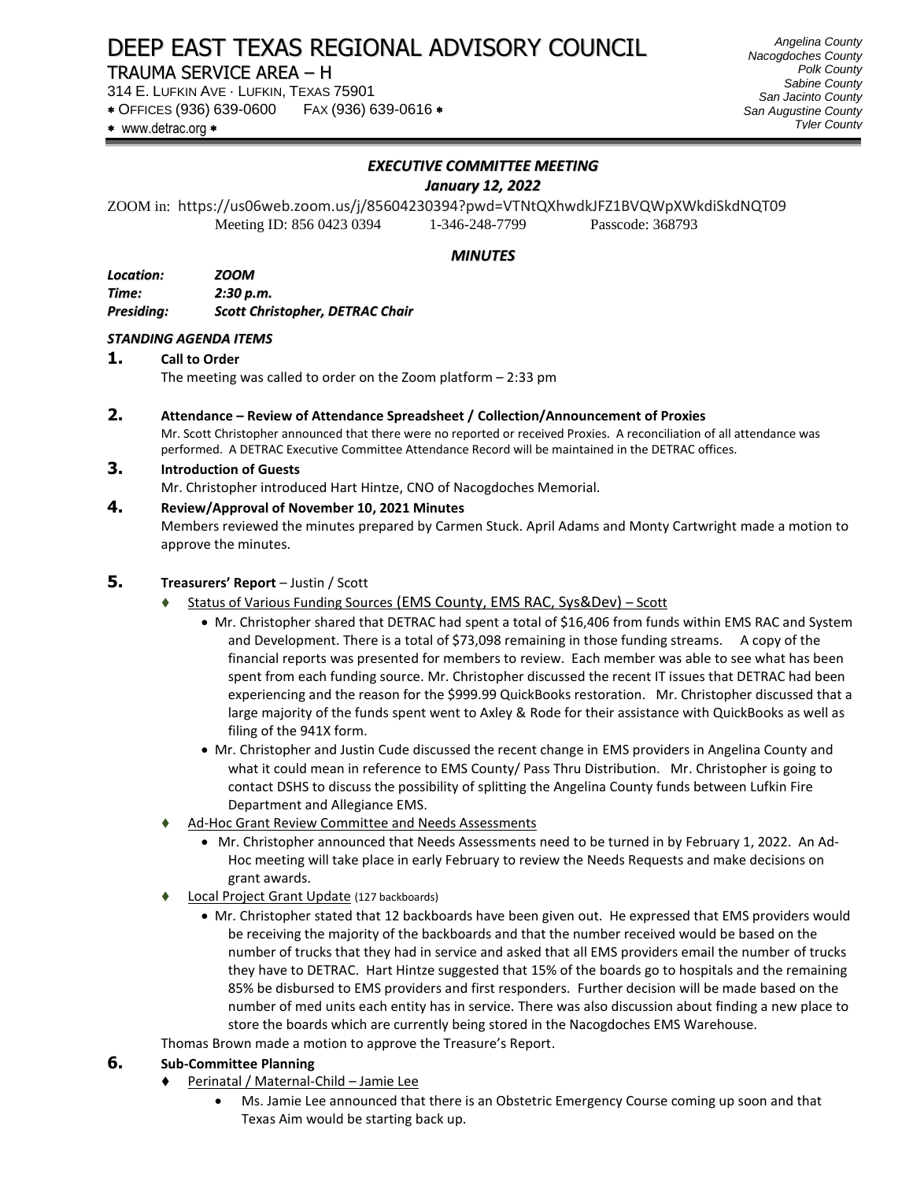# DEEP EAST TEXAS REGIONAL ADVISORY COUNCIL

TRAUMA SERVICE AREA – H

314 E. LUFKIN AVE · LUFKIN, TEXAS 75901
* OFFICES (936) 639-0600 FAX (936) 639-0616 *
* www.detrac.org *

*Angelina County*
*Nacogdoches County*
*Polk County*
*Sabine County*
*San Jacinto County*
*San Augustine County*
*Tyler County*

***EXECUTIVE COMMITTEE MEETING***
***January 12, 2022***

ZOOM in: https://us06web.zoom.us/j/85604230394?pwd=VTNtQXhwdkJFZ1BVQWpXWkdiSkdNQT09
Meeting ID: 856 0423 0394 1-346-248-7799 Passcode: 368793

***MINUTES***

***Location:*** ***ZOOM***
***Time:*** ***2:30 p.m.***
***Presiding:*** ***Scott Christopher, DETRAC Chair***

***STANDING AGENDA ITEMS***

**1. Call to Order**
The meeting was called to order on the Zoom platform – 2:33 pm

**2. Attendance – Review of Attendance Spreadsheet / Collection/Announcement of Proxies**
Mr. Scott Christopher announced that there were no reported or received Proxies. A reconciliation of all attendance was performed. A DETRAC Executive Committee Attendance Record will be maintained in the DETRAC offices.

**3. Introduction of Guests**
Mr. Christopher introduced Hart Hintze, CNO of Nacogdoches Memorial.

**4. Review/Approval of November 10, 2021 Minutes**
Members reviewed the minutes prepared by Carmen Stuck. April Adams and Monty Cartwright made a motion to approve the minutes.

**5. Treasurers' Report** – Justin / Scott

- Status of Various Funding Sources (EMS County, EMS RAC, Sys&Dev) – Scott
  - Mr. Christopher shared that DETRAC had spent a total of $16,406 from funds within EMS RAC and System and Development. There is a total of $73,098 remaining in those funding streams. A copy of the financial reports was presented for members to review. Each member was able to see what has been spent from each funding source. Mr. Christopher discussed the recent IT issues that DETRAC had been experiencing and the reason for the $999.99 QuickBooks restoration. Mr. Christopher discussed that a large majority of the funds spent went to Axley & Rode for their assistance with QuickBooks as well as filing of the 941X form.
  - Mr. Christopher and Justin Cude discussed the recent change in EMS providers in Angelina County and what it could mean in reference to EMS County/ Pass Thru Distribution. Mr. Christopher is going to contact DSHS to discuss the possibility of splitting the Angelina County funds between Lufkin Fire Department and Allegiance EMS.
- Ad-Hoc Grant Review Committee and Needs Assessments
  - Mr. Christopher announced that Needs Assessments need to be turned in by February 1, 2022. An Ad-Hoc meeting will take place in early February to review the Needs Requests and make decisions on grant awards.
- Local Project Grant Update (127 backboards)
  - Mr. Christopher stated that 12 backboards have been given out. He expressed that EMS providers would be receiving the majority of the backboards and that the number received would be based on the number of trucks that they had in service and asked that all EMS providers email the number of trucks they have to DETRAC. Hart Hintze suggested that 15% of the boards go to hospitals and the remaining 85% be disbursed to EMS providers and first responders. Further decision will be made based on the number of med units each entity has in service. There was also discussion about finding a new place to store the boards which are currently being stored in the Nacogdoches EMS Warehouse.

Thomas Brown made a motion to approve the Treasure's Report.

**6. Sub-Committee Planning**

- Perinatal / Maternal-Child – Jamie Lee
  - Ms. Jamie Lee announced that there is an Obstetric Emergency Course coming up soon and that Texas Aim would be starting back up.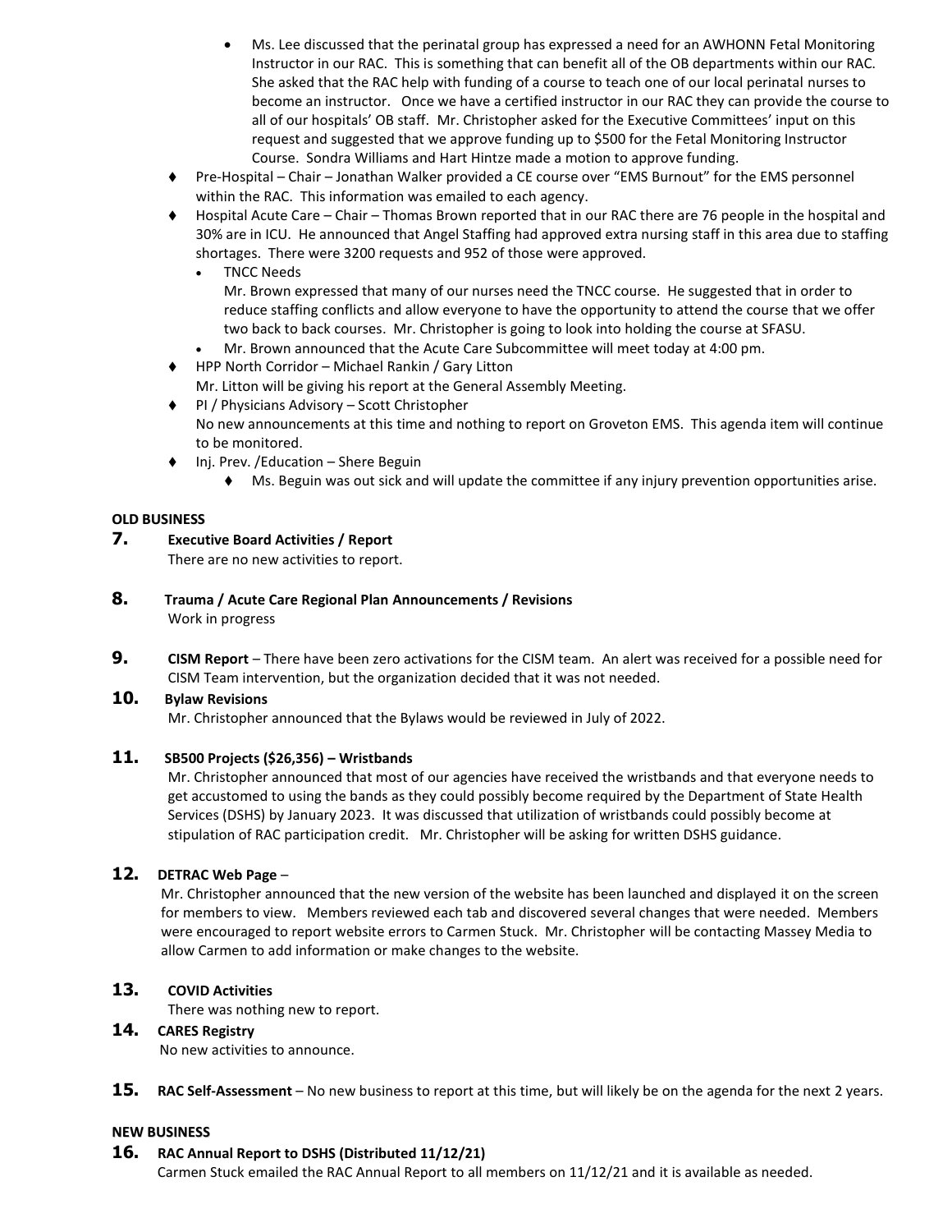- Ms. Lee discussed that the perinatal group has expressed a need for an AWHONN Fetal Monitoring Instructor in our RAC. This is something that can benefit all of the OB departments within our RAC. She asked that the RAC help with funding of a course to teach one of our local perinatal nurses to become an instructor. Once we have a certified instructor in our RAC they can provide the course to all of our hospitals' OB staff. Mr. Christopher asked for the Executive Committees' input on this request and suggested that we approve funding up to $500 for the Fetal Monitoring Instructor Course. Sondra Williams and Hart Hintze made a motion to approve funding.

- Pre-Hospital – Chair – Jonathan Walker provided a CE course over "EMS Burnout" for the EMS personnel within the RAC. This information was emailed to each agency.
- Hospital Acute Care – Chair – Thomas Brown reported that in our RAC there are 76 people in the hospital and 30% are in ICU. He announced that Angel Staffing had approved extra nursing staff in this area due to staffing shortages. There were 3200 requests and 952 of those were approved.
  - TNCC Needs
    Mr. Brown expressed that many of our nurses need the TNCC course. He suggested that in order to reduce staffing conflicts and allow everyone to have the opportunity to attend the course that we offer two back to back courses. Mr. Christopher is going to look into holding the course at SFASU.
  - Mr. Brown announced that the Acute Care Subcommittee will meet today at 4:00 pm.
- HPP North Corridor – Michael Rankin / Gary Litton
  Mr. Litton will be giving his report at the General Assembly Meeting.
- PI / Physicians Advisory – Scott Christopher
  No new announcements at this time and nothing to report on Groveton EMS. This agenda item will continue to be monitored.
- Inj. Prev. /Education – Shere Beguin
  - Ms. Beguin was out sick and will update the committee if any injury prevention opportunities arise.

**OLD BUSINESS**

**7. Executive Board Activities / Report**
There are no new activities to report.

**8. Trauma / Acute Care Regional Plan Announcements / Revisions**
Work in progress

**9. CISM Report** – There have been zero activations for the CISM team. An alert was received for a possible need for CISM Team intervention, but the organization decided that it was not needed.

**10. Bylaw Revisions**
Mr. Christopher announced that the Bylaws would be reviewed in July of 2022.

**11. SB500 Projects ($26,356) – Wristbands**
Mr. Christopher announced that most of our agencies have received the wristbands and that everyone needs to get accustomed to using the bands as they could possibly become required by the Department of State Health Services (DSHS) by January 2023. It was discussed that utilization of wristbands could possibly become at stipulation of RAC participation credit. Mr. Christopher will be asking for written DSHS guidance.

**12. DETRAC Web Page** –
Mr. Christopher announced that the new version of the website has been launched and displayed it on the screen for members to view. Members reviewed each tab and discovered several changes that were needed. Members were encouraged to report website errors to Carmen Stuck. Mr. Christopher will be contacting Massey Media to allow Carmen to add information or make changes to the website.

**13. COVID Activities**
There was nothing new to report.

**14. CARES Registry**
No new activities to announce.

**15. RAC Self-Assessment** – No new business to report at this time, but will likely be on the agenda for the next 2 years.

**NEW BUSINESS**

**16. RAC Annual Report to DSHS (Distributed 11/12/21)**
Carmen Stuck emailed the RAC Annual Report to all members on 11/12/21 and it is available as needed.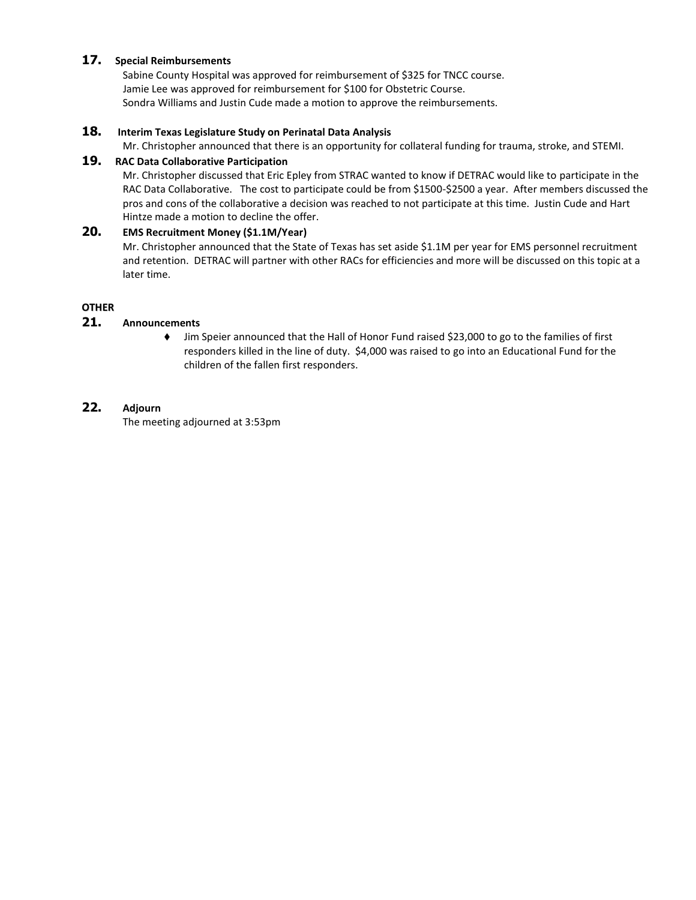**17. Special Reimbursements**

Sabine County Hospital was approved for reimbursement of $325 for TNCC course.
Jamie Lee was approved for reimbursement for $100 for Obstetric Course.
Sondra Williams and Justin Cude made a motion to approve the reimbursements.

**18. Interim Texas Legislature Study on Perinatal Data Analysis**

Mr. Christopher announced that there is an opportunity for collateral funding for trauma, stroke, and STEMI.

**19. RAC Data Collaborative Participation**

Mr. Christopher discussed that Eric Epley from STRAC wanted to know if DETRAC would like to participate in the RAC Data Collaborative. The cost to participate could be from $1500-$2500 a year. After members discussed the pros and cons of the collaborative a decision was reached to not participate at this time. Justin Cude and Hart Hintze made a motion to decline the offer.

**20. EMS Recruitment Money ($1.1M/Year)**

Mr. Christopher announced that the State of Texas has set aside $1.1M per year for EMS personnel recruitment and retention. DETRAC will partner with other RACs for efficiencies and more will be discussed on this topic at a later time.

**OTHER**

**21. Announcements**

- Jim Speier announced that the Hall of Honor Fund raised $23,000 to go to the families of first responders killed in the line of duty. $4,000 was raised to go into an Educational Fund for the children of the fallen first responders.

**22. Adjourn**

The meeting adjourned at 3:53pm